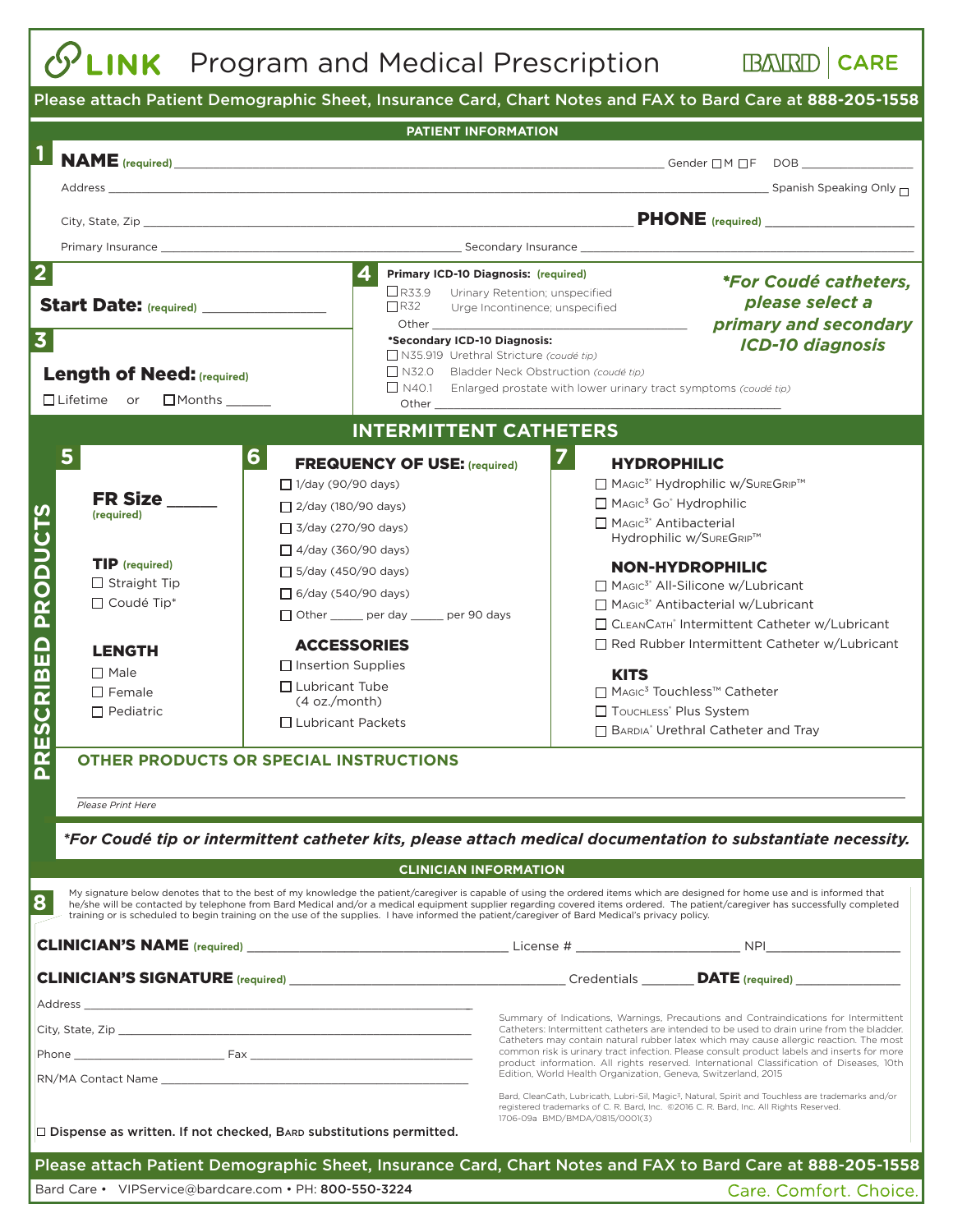# LINK Program and Medical Prescription

BARD | CARE

**Please attach Patient Demographic Sheet, Insurance Card, Chart Notes and FAX to Bard Care at 888-205-1558**

## PATIENT INFORMATION

**1**

**NAME** (required) ______________________ Gender ☐M ☐F DOB ____________

Address ______________________ Spanish Speaking Only ☐

City, State, Zip ______________________ **PHONE** (required) ____________

Primary Insurance ______________________ Secondary Insurance ______________________

**2**

**Start Date:** (required) ____________

**3**

**Length of Need:** (required)

☐ Lifetime or ☐ Months ______

**4**

**Primary ICD-10 Diagnosis:** (required)

☐ R33.9 Urinary Retention; unspecified

☐ R32 Urge Incontinence; unspecified

Other ______________________

***Secondary ICD-10 Diagnosis:**

☐ N35.919 Urethral Stricture *(coudé tip)*

☐ N32.0 Bladder Neck Obstruction *(coudé tip)*

☐ N40.1 Enlarged prostate with lower urinary tract symptoms *(coudé tip)*

Other ______________________

***For Coudé catheters, please select a primary and secondary ICD-10 diagnosis***

## PRESCRIBED PRODUCTS

## INTERMITTENT CATHETERS

**5**

**FR Size** ______ (required)

**TIP** (required)

☐ Straight Tip

☐ Coudé Tip*

**LENGTH**

☐ Male

☐ Female

☐ Pediatric

**6**

**FREQUENCY OF USE:** (required)

☐ 1/day (90/90 days)

☐ 2/day (180/90 days)

☐ 3/day (270/90 days)

☐ 4/day (360/90 days)

☐ 5/day (450/90 days)

☐ 6/day (540/90 days)

☐ Other _____ per day _____ per 90 days

**ACCESSORIES**

☐ Insertion Supplies

☐ Lubricant Tube (4 oz./month)

☐ Lubricant Packets

**7**

**HYDROPHILIC**

☐ Magic3® Hydrophilic w/SureGrip™

☐ Magic3 Go® Hydrophilic

☐ Magic3® Antibacterial Hydrophilic w/SureGrip™

**NON-HYDROPHILIC**

☐ Magic3® All-Silicone w/Lubricant

☐ Magic3® Antibacterial w/Lubricant

☐ CleanCath® Intermittent Catheter w/Lubricant

☐ Red Rubber Intermittent Catheter w/Lubricant

**KITS**

☐ Magic3 Touchless™ Catheter

☐ Touchless® Plus System

☐ Bardia® Urethral Catheter and Tray

**OTHER PRODUCTS OR SPECIAL INSTRUCTIONS**

______________________

*Please Print Here*

***For Coudé tip or intermittent catheter kits, please attach medical documentation to substantiate necessity.***

## CLINICIAN INFORMATION

**8**

My signature below denotes that to the best of my knowledge the patient/caregiver is capable of using the ordered items which are designed for home use and is informed that he/she will be contacted by telephone from Bard Medical and/or a medical equipment supplier regarding covered items ordered. The patient/caregiver has successfully completed training or is scheduled to begin training on the use of the supplies. I have informed the patient/caregiver of Bard Medical's privacy policy.

**CLINICIAN'S NAME** (required) ______________________ License # ____________ NPI ____________

**CLINICIAN'S SIGNATURE** (required) ______________________ Credentials _______ **DATE** (required) ____________

Address ______________________

City, State, Zip ______________________

Phone ____________ Fax ____________

RN/MA Contact Name ______________________

☐ **Dispense as written. If not checked, Bard substitutions permitted.**

Summary of Indications, Warnings, Precautions and Contraindications for Intermittent Catheters: Intermittent catheters are intended to be used to drain urine from the bladder. Catheters may contain natural rubber latex which may cause allergic reaction. The most common risk is urinary tract infection. Please consult product labels and inserts for more product information. All rights reserved. International Classification of Diseases, 10th Edition, World Health Organization, Geneva, Switzerland, 2015

Bard, CleanCath, Lubricath, Lubri-Sil, Magic3, Natural, Spirit and Touchless are trademarks and/or registered trademarks of C. R. Bard, Inc. ©2016 C. R. Bard, Inc. All Rights Reserved. 1706-09a BMD/BMDA/0815/0001(3)

**Please attach Patient Demographic Sheet, Insurance Card, Chart Notes and FAX to Bard Care at 888-205-1558**

Bard Care • VIPService@bardcare.com • PH: **800-550-3224**

Care. Comfort. Choice.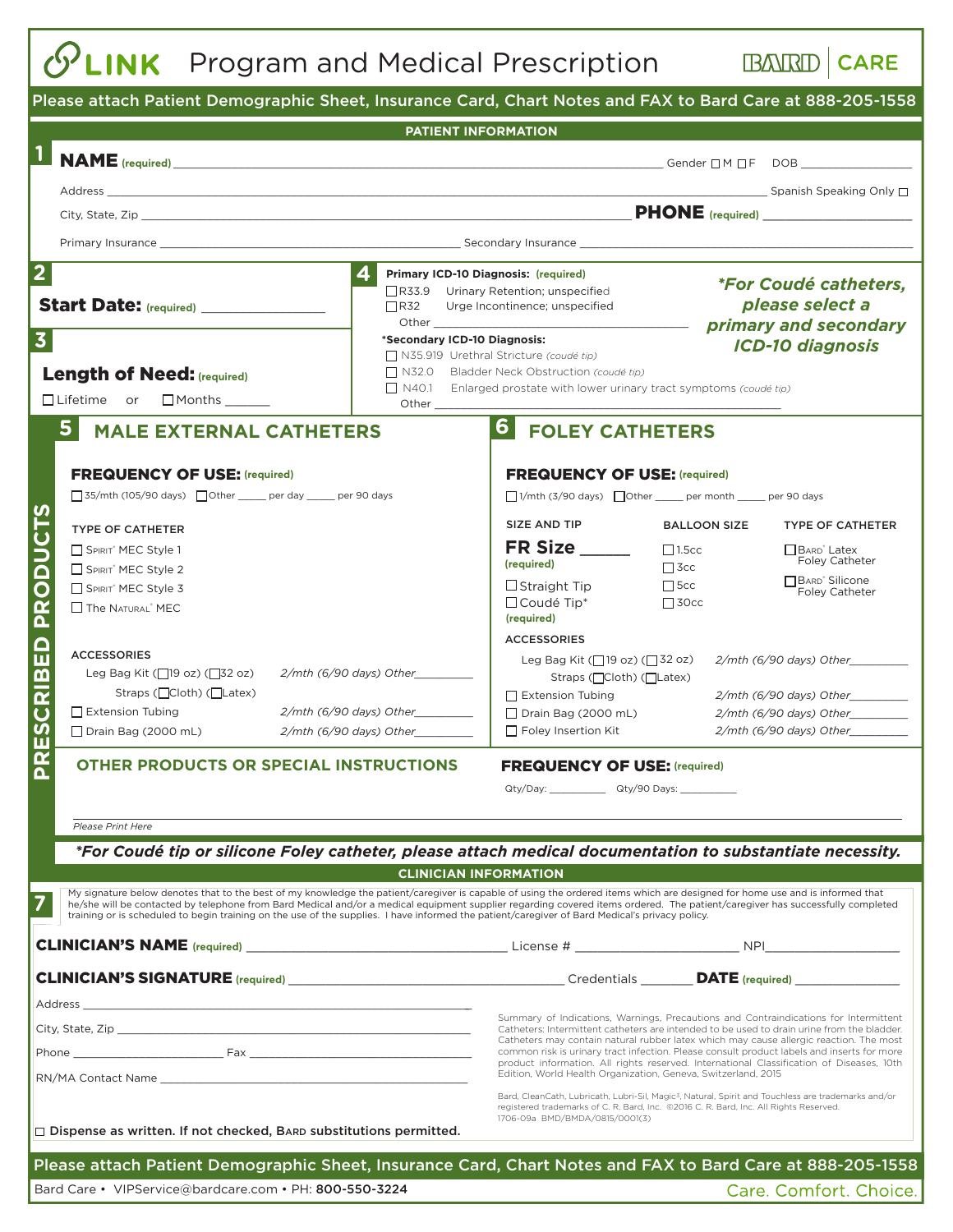# LINK Program and Medical Prescription

BARD | CARE

**Please attach Patient Demographic Sheet, Insurance Card, Chart Notes and FAX to Bard Care at 888-205-1558**

## PATIENT INFORMATION

**1**

**NAME** (required) ______________________________ Gender ☐ M ☐ F DOB ______________

Address ______________________________ Spanish Speaking Only ☐

City, State, Zip ______________________________ **PHONE** (required) ______________

Primary Insurance ______________________________ Secondary Insurance ______________________________

**2**

**Start Date:** (required) ______________

**3**

**Length of Need:** (required)

☐ Lifetime or ☐ Months ______

**4**

**Primary ICD-10 Diagnosis:** (required)

☐ R33.9 Urinary Retention; unspecified

☐ R32 Urge Incontinence; unspecified

Other ______________________________

***Secondary ICD-10 Diagnosis:**

☐ N35.919 Urethral Stricture *(coudé tip)*

☐ N32.0 Bladder Neck Obstruction *(coudé tip)*

☐ N40.1 Enlarged prostate with lower urinary tract symptoms *(coudé tip)*

Other ______________________________

****For Coudé catheters, please select a primary and secondary ICD-10 diagnosis***

## PRESCRIBED PRODUCTS

### 5 MALE EXTERNAL CATHETERS

**FREQUENCY OF USE:** (required)

☐ 35/mth (105/90 days) ☐ Other _____ per day _____ per 90 days

**TYPE OF CATHETER**

☐ Spirit® MEC Style 1

☐ Spirit® MEC Style 2

☐ Spirit® MEC Style 3

☐ The Natural® MEC

**ACCESSORIES**

Leg Bag Kit (☐ 19 oz) (☐ 32 oz) *2/mth (6/90 days) Other________*

Straps (☐ Cloth) (☐ Latex)

☐ Extension Tubing *2/mth (6/90 days) Other________*

☐ Drain Bag (2000 mL) *2/mth (6/90 days) Other________*

### 6 FOLEY CATHETERS

**FREQUENCY OF USE:** (required)

☐ 1/mth (3/90 days) ☐ Other _____ per month _____ per 90 days

**SIZE AND TIP**

**FR Size** _____ (required)

☐ Straight Tip

☐ Coudé Tip* (required)

**BALLOON SIZE**

☐ 1.5cc

☐ 3cc

☐ 5cc

☐ 30cc

**TYPE OF CATHETER**

☐ Bard® Latex Foley Catheter

☐ Bard® Silicone Foley Catheter

**ACCESSORIES**

Leg Bag Kit (☐ 19 oz) (☐ 32 oz) *2/mth (6/90 days) Other________*

Straps (☐ Cloth) (☐ Latex)

☐ Extension Tubing *2/mth (6/90 days) Other________*

☐ Drain Bag (2000 mL) *2/mth (6/90 days) Other________*

☐ Foley Insertion Kit *2/mth (6/90 days) Other________*

### OTHER PRODUCTS OR SPECIAL INSTRUCTIONS

**FREQUENCY OF USE:** (required)

Qty/Day: __________ Qty/90 Days: __________

*Please Print Here*

***For Coudé tip or silicone Foley catheter, please attach medical documentation to substantiate necessity.***

## CLINICIAN INFORMATION

**7**

My signature below denotes that to the best of my knowledge the patient/caregiver is capable of using the ordered items which are designed for home use and is informed that he/she will be contacted by telephone from Bard Medical and/or a medical equipment supplier regarding covered items ordered. The patient/caregiver has successfully completed training or is scheduled to begin training on the use of the supplies. I have informed the patient/caregiver of Bard Medical's privacy policy.

**CLINICIAN'S NAME** (required) ______________________ License # ______________ NPI______________

**CLINICIAN'S SIGNATURE** (required) ______________________ Credentials _______ **DATE** (required) ______________

Address ______________________________

City, State, Zip ______________________________

Phone ______________ Fax ______________

RN/MA Contact Name ______________________________

☐ **Dispense as written. If not checked, Bard substitutions permitted.**

Summary of Indications, Warnings, Precautions and Contraindications for Intermittent Catheters: Intermittent catheters are intended to be used to drain urine from the bladder. Catheters may contain natural rubber latex which may cause allergic reaction. The most common risk is urinary tract infection. Please consult product labels and inserts for more product information. All rights reserved. International Classification of Diseases, 10th Edition, World Health Organization, Geneva, Switzerland, 2015

Bard, CleanCath, Lubricath, Lubri-Sil, Magic3, Natural, Spirit and Touchless are trademarks and/or registered trademarks of C. R. Bard, Inc. ©2016 C. R. Bard, Inc. All Rights Reserved.
1706-09a BMD/BMDA/0815/0001(3)

**Please attach Patient Demographic Sheet, Insurance Card, Chart Notes and FAX to Bard Care at 888-205-1558**

Bard Care • VIPService@bardcare.com • PH: **800-550-3224**

Care. Comfort. Choice.